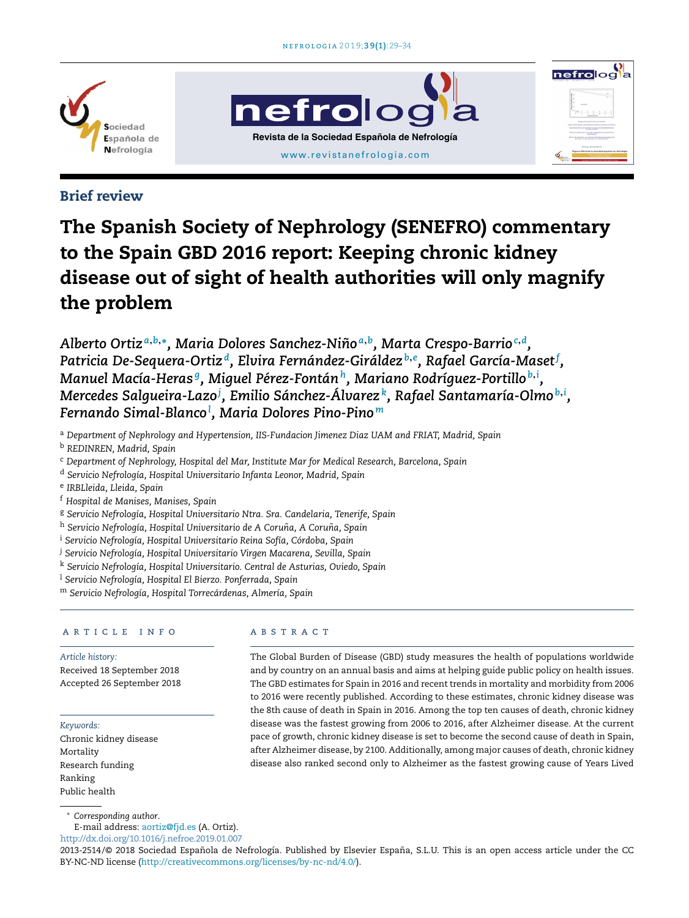Brief review

# The Spanish Society of Nephrology (SENEFRO) commentary to the Spain GBD 2016 report: Keeping chronic kidney disease out of sight of health authorities will only magnify the problem

*Alberto Ortiz*[a,b,*], *Maria Dolores Sanchez-Niño*[a,b], *Marta Crespo-Barrio*[c,d], *Patricia De-Sequera-Ortiz*[d], *Elvira Fernández-Giráldez*[b,e], *Rafael García-Maset*[f], *Manuel Macía-Heras*[g], *Miguel Pérez-Fontán*[h], *Mariano Rodríguez-Portillo*[b,i], *Mercedes Salgueira-Lazo*[j], *Emilio Sánchez-Álvarez*[k], *Rafael Santamaría-Olmo*[b,i], *Fernando Simal-Blanco*[l], *Maria Dolores Pino-Pino*[m]

[a] Department of Nephrology and Hypertension, IIS-Fundacion Jimenez Diaz UAM and FRIAT, Madrid, Spain
[b] REDINREN, Madrid, Spain
[c] Department of Nephrology, Hospital del Mar, Institute Mar for Medical Research, Barcelona, Spain
[d] Servicio Nefrología, Hospital Universitario Infanta Leonor, Madrid, Spain
[e] IRBLleida, Lleida, Spain
[f] Hospital de Manises, Manises, Spain
[g] Servicio Nefrología, Hospital Universitario Ntra. Sra. Candelaria, Tenerife, Spain
[h] Servicio Nefrología, Hospital Universitario de A Coruña, A Coruña, Spain
[i] Servicio Nefrología, Hospital Universitario Reina Sofía, Córdoba, Spain
[j] Servicio Nefrología, Hospital Universitario Virgen Macarena, Sevilla, Spain
[k] Servicio Nefrología, Hospital Universitario. Central de Asturias, Oviedo, Spain
[l] Servicio Nefrología, Hospital El Bierzo. Ponferrada, Spain
[m] Servicio Nefrología, Hospital Torrecárdenas, Almería, Spain

## ARTICLE INFO

*Article history:*
Received 18 September 2018
Accepted 26 September 2018

*Keywords:*
Chronic kidney disease
Mortality
Research funding
Ranking
Public health

## ABSTRACT

The Global Burden of Disease (GBD) study measures the health of populations worldwide and by country on an annual basis and aims at helping guide public policy on health issues. The GBD estimates for Spain in 2016 and recent trends in mortality and morbidity from 2006 to 2016 were recently published. According to these estimates, chronic kidney disease was the 8th cause of death in Spain in 2016. Among the top ten causes of death, chronic kidney disease was the fastest growing from 2006 to 2016, after Alzheimer disease. At the current pace of growth, chronic kidney disease is set to become the second cause of death in Spain, after Alzheimer disease, by 2100. Additionally, among major causes of death, chronic kidney disease also ranked second only to Alzheimer as the fastest growing cause of Years Lived

\* *Corresponding author*.
E-mail address: aortiz@fjd.es (A. Ortiz).
http://dx.doi.org/10.1016/j.nefroe.2019.01.007
2013-2514/© 2018 Sociedad Española de Nefrología. Published by Elsevier España, S.L.U. This is an open access article under the CC BY-NC-ND license (http://creativecommons.org/licenses/by-nc-nd/4.0/).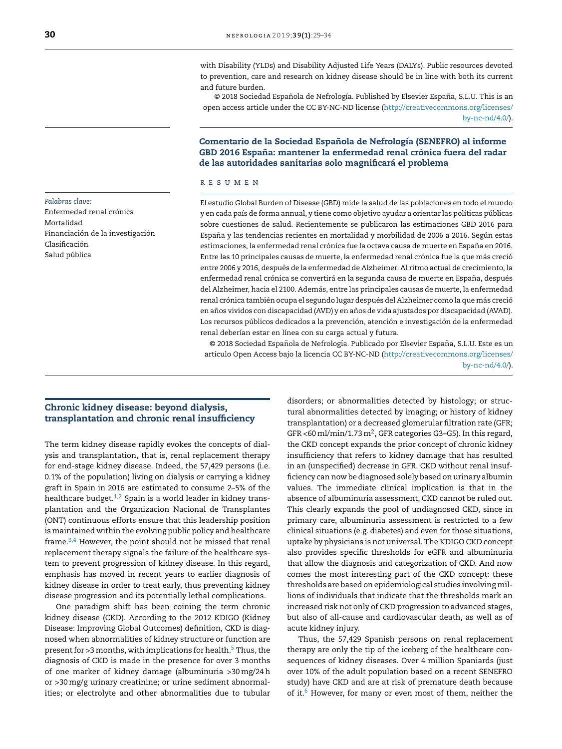with Disability (YLDs) and Disability Adjusted Life Years (DALYs). Public resources devoted to prevention, care and research on kidney disease should be in line with both its current and future burden.

© 2018 Sociedad Española de Nefrología. Published by Elsevier España, S.L.U. This is an open access article under the CC BY-NC-ND license (http://creativecommons.org/licenses/by-nc-nd/4.0/).

## Comentario de la Sociedad Española de Nefrología (SENEFRO) al informe GBD 2016 España: mantener la enfermedad renal crónica fuera del radar de las autoridades sanitarias solo magnificará el problema

*Palabras clave:*
Enfermedad renal crónica
Mortalidad
Financiación de la investigación
Clasificación
Salud pública

### RESUMEN

El estudio Global Burden of Disease (GBD) mide la salud de las poblaciones en todo el mundo y en cada país de forma annual, y tiene como objetivo ayudar a orientar las políticas públicas sobre cuestiones de salud. Recientemente se publicaron las estimaciones GBD 2016 para España y las tendencias recientes en mortalidad y morbilidad de 2006 a 2016. Según estas estimaciones, la enfermedad renal crónica fue la octava causa de muerte en España en 2016. Entre las 10 principales causas de muerte, la enfermedad renal crónica fue la que más creció entre 2006 y 2016, después de la enfermedad de Alzheimer. Al ritmo actual de crecimiento, la enfermedad renal crónica se convertirá en la segunda causa de muerte en España, después del Alzheimer, hacia el 2100. Además, entre las principales causas de muerte, la enfermedad renal crónica también ocupa el segundo lugar después del Alzheimer como la que más creció en años vividos con discapacidad (AVD) y en años de vida ajustados por discapacidad (AVAD). Los recursos públicos dedicados a la prevención, atención e investigación de la enfermedad renal deberían estar en línea con su carga actual y futura.

© 2018 Sociedad Española de Nefrología. Publicado por Elsevier España, S.L.U. Este es un artículo Open Access bajo la licencia CC BY-NC-ND (http://creativecommons.org/licenses/by-nc-nd/4.0/).

## Chronic kidney disease: beyond dialysis, transplantation and chronic renal insufficiency

The term kidney disease rapidly evokes the concepts of dialysis and transplantation, that is, renal replacement therapy for end-stage kidney disease. Indeed, the 57,429 persons (i.e. 0.1% of the population) living on dialysis or carrying a kidney graft in Spain in 2016 are estimated to consume 2–5% of the healthcare budget.[1,2] Spain is a world leader in kidney transplantation and the Organizacion Nacional de Transplantes (ONT) continuous efforts ensure that this leadership position is maintained within the evolving public policy and healthcare frame.[3,4] However, the point should not be missed that renal replacement therapy signals the failure of the healthcare system to prevent progression of kidney disease. In this regard, emphasis has moved in recent years to earlier diagnosis of kidney disease in order to treat early, thus preventing kidney disease progression and its potentially lethal complications.

One paradigm shift has been coining the term chronic kidney disease (CKD). According to the 2012 KDIGO (Kidney Disease: Improving Global Outcomes) definition, CKD is diagnosed when abnormalities of kidney structure or function are present for >3 months, with implications for health.[5] Thus, the diagnosis of CKD is made in the presence for over 3 months of one marker of kidney damage (albuminuria >30 mg/24 h or >30 mg/g urinary creatinine; or urine sediment abnormalities; or electrolyte and other abnormalities due to tubular disorders; or abnormalities detected by histology; or structural abnormalities detected by imaging; or history of kidney transplantation) or a decreased glomerular filtration rate (GFR; GFR <60 ml/min/1.73 m$^2$, GFR categories G3–G5). In this regard, the CKD concept expands the prior concept of chronic kidney insufficiency that refers to kidney damage that has resulted in an (unspecified) decrease in GFR. CKD without renal insufficiency can now be diagnosed solely based on urinary albumin values. The immediate clinical implication is that in the absence of albuminuria assessment, CKD cannot be ruled out. This clearly expands the pool of undiagnosed CKD, since in primary care, albuminuria assessment is restricted to a few clinical situations (e.g. diabetes) and even for those situations, uptake by physicians is not universal. The KDIGO CKD concept also provides specific thresholds for eGFR and albuminuria that allow the diagnosis and categorization of CKD. And now comes the most interesting part of the CKD concept: these thresholds are based on epidemiological studies involving millions of individuals that indicate that the thresholds mark an increased risk not only of CKD progression to advanced stages, but also of all-cause and cardiovascular death, as well as of acute kidney injury.

Thus, the 57,429 Spanish persons on renal replacement therapy are only the tip of the iceberg of the healthcare consequences of kidney diseases. Over 4 million Spaniards (just over 10% of the adult population based on a recent SENEFRO study) have CKD and are at risk of premature death because of it.[6] However, for many or even most of them, neither the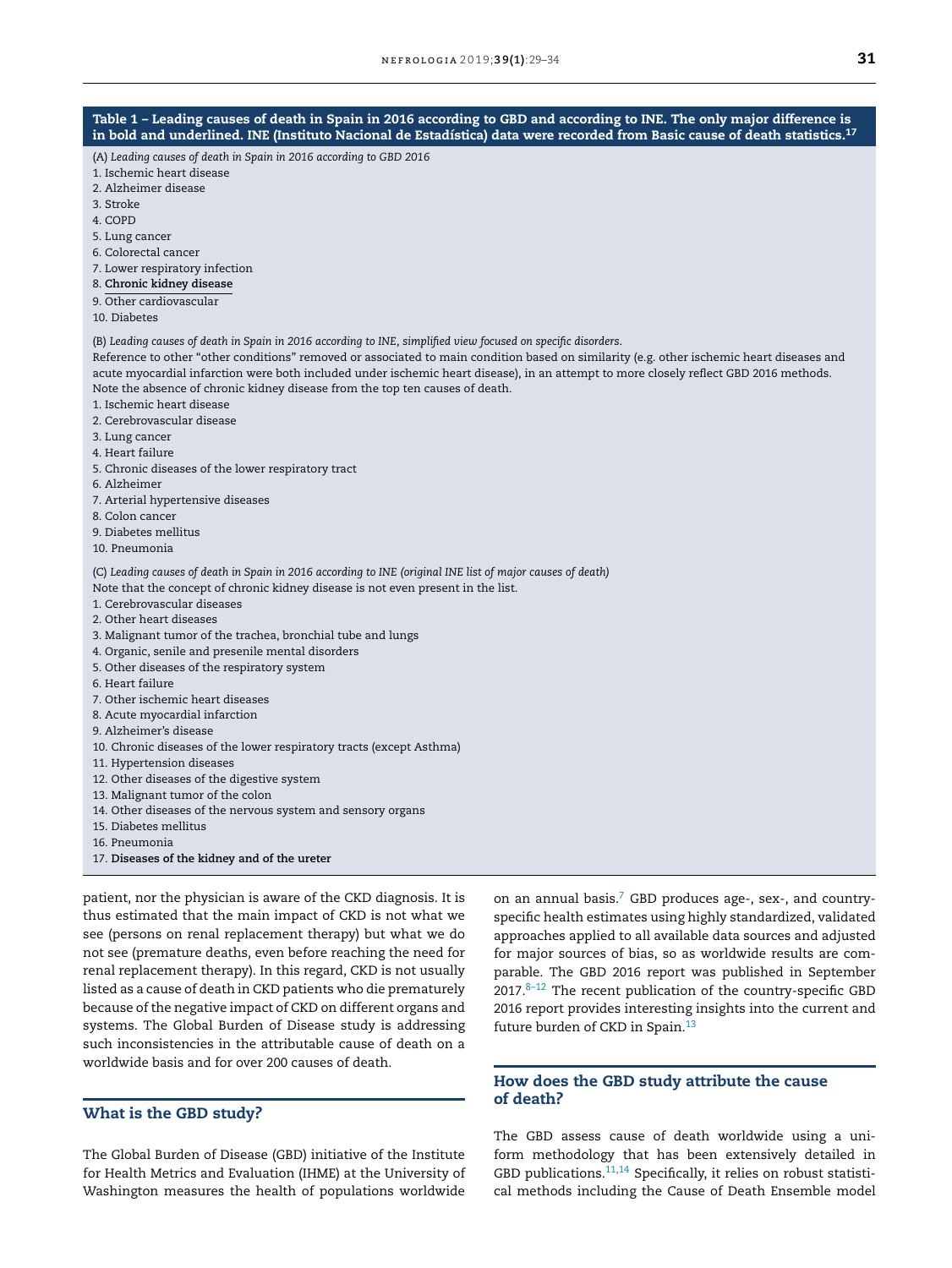**Table 1 – Leading causes of death in Spain in 2016 according to GBD and according to INE. The only major difference is in bold and underlined. INE (Instituto Nacional de Estadística) data were recorded from Basic cause of death statistics.[17]**

(A) *Leading causes of death in Spain in 2016 according to GBD 2016*

1. Ischemic heart disease
2. Alzheimer disease
3. Stroke
4. COPD
5. Lung cancer
6. Colorectal cancer
7. Lower respiratory infection
8. **<u>Chronic kidney disease</u>**
9. Other cardiovascular
10. Diabetes

(B) *Leading causes of death in Spain in 2016 according to INE, simplified view focused on specific disorders.*

Reference to other "other conditions" removed or associated to main condition based on similarity (e.g. other ischemic heart diseases and acute myocardial infarction were both included under ischemic heart disease), in an attempt to more closely reflect GBD 2016 methods. Note the absence of chronic kidney disease from the top ten causes of death.

1. Ischemic heart disease
2. Cerebrovascular disease
3. Lung cancer
4. Heart failure
5. Chronic diseases of the lower respiratory tract
6. Alzheimer
7. Arterial hypertensive diseases
8. Colon cancer
9. Diabetes mellitus
10. Pneumonia

(C) *Leading causes of death in Spain in 2016 according to INE (original INE list of major causes of death)*

Note that the concept of chronic kidney disease is not even present in the list.

1. Cerebrovascular diseases
2. Other heart diseases
3. Malignant tumor of the trachea, bronchial tube and lungs
4. Organic, senile and presenile mental disorders
5. Other diseases of the respiratory system
6. Heart failure
7. Other ischemic heart diseases
8. Acute myocardial infarction
9. Alzheimer's disease
10. Chronic diseases of the lower respiratory tracts (except Asthma)
11. Hypertension diseases
12. Other diseases of the digestive system
13. Malignant tumor of the colon
14. Other diseases of the nervous system and sensory organs
15. Diabetes mellitus
16. Pneumonia
17. **Diseases of the kidney and of the ureter**

patient, nor the physician is aware of the CKD diagnosis. It is thus estimated that the main impact of CKD is not what we see (persons on renal replacement therapy) but what we do not see (premature deaths, even before reaching the need for renal replacement therapy). In this regard, CKD is not usually listed as a cause of death in CKD patients who die prematurely because of the negative impact of CKD on different organs and systems. The Global Burden of Disease study is addressing such inconsistencies in the attributable cause of death on a worldwide basis and for over 200 causes of death.

## What is the GBD study?

The Global Burden of Disease (GBD) initiative of the Institute for Health Metrics and Evaluation (IHME) at the University of Washington measures the health of populations worldwide on an annual basis.[7] GBD produces age-, sex-, and country-specific health estimates using highly standardized, validated approaches applied to all available data sources and adjusted for major sources of bias, so as worldwide results are comparable. The GBD 2016 report was published in September 2017.[8–12] The recent publication of the country-specific GBD 2016 report provides interesting insights into the current and future burden of CKD in Spain.[13]

## How does the GBD study attribute the cause of death?

The GBD assess cause of death worldwide using a uniform methodology that has been extensively detailed in GBD publications.[11,14] Specifically, it relies on robust statistical methods including the Cause of Death Ensemble model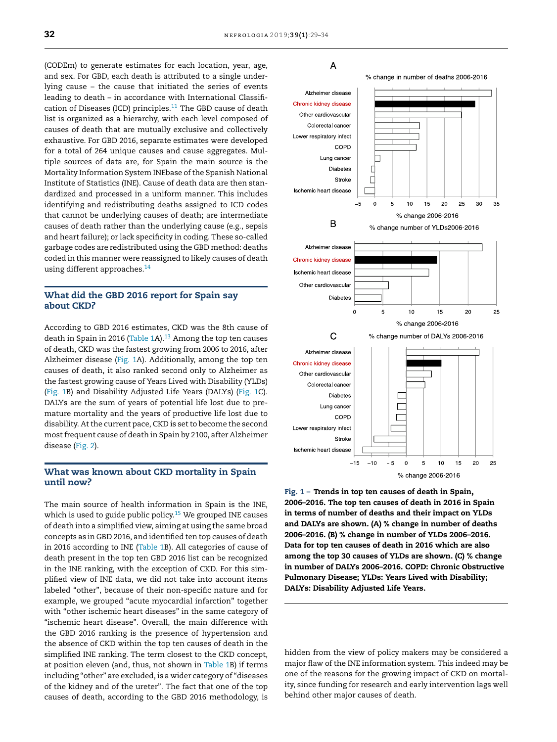(CODEm) to generate estimates for each location, year, age, and sex. For GBD, each death is attributed to a single underlying cause – the cause that initiated the series of events leading to death – in accordance with International Classification of Diseases (ICD) principles.[11] The GBD cause of death list is organized as a hierarchy, with each level composed of causes of death that are mutually exclusive and collectively exhaustive. For GBD 2016, separate estimates were developed for a total of 264 unique causes and cause aggregates. Multiple sources of data are, for Spain the main source is the Mortality Information System INEbase of the Spanish National Institute of Statistics (INE). Cause of death data are then standardized and processed in a uniform manner. This includes identifying and redistributing deaths assigned to ICD codes that cannot be underlying causes of death; are intermediate causes of death rather than the underlying cause (e.g., sepsis and heart failure); or lack specificity in coding. These so-called garbage codes are redistributed using the GBD method: deaths coded in this manner were reassigned to likely causes of death using different approaches.[14]

## What did the GBD 2016 report for Spain say about CKD?

According to GBD 2016 estimates, CKD was the 8th cause of death in Spain in 2016 (Table 1A).[13] Among the top ten causes of death, CKD was the fastest growing from 2006 to 2016, after Alzheimer disease (Fig. 1A). Additionally, among the top ten causes of death, it also ranked second only to Alzheimer as the fastest growing cause of Years Lived with Disability (YLDs) (Fig. 1B) and Disability Adjusted Life Years (DALYs) (Fig. 1C). DALYs are the sum of years of potential life lost due to premature mortality and the years of productive life lost due to disability. At the current pace, CKD is set to become the second most frequent cause of death in Spain by 2100, after Alzheimer disease (Fig. 2).

## What was known about CKD mortality in Spain until now?

The main source of health information in Spain is the INE, which is used to guide public policy.[15] We grouped INE causes of death into a simplified view, aiming at using the same broad concepts as in GBD 2016, and identified ten top causes of death in 2016 according to INE (Table 1B). All categories of cause of death present in the top ten GBD 2016 list can be recognized in the INE ranking, with the exception of CKD. For this simplified view of INE data, we did not take into account items labeled "other", because of their non-specific nature and for example, we grouped "acute myocardial infarction" together with "other ischemic heart diseases" in the same category of "ischemic heart disease". Overall, the main difference with the GBD 2016 ranking is the presence of hypertension and the absence of CKD within the top ten causes of death in the simplified INE ranking. The term closest to the CKD concept, at position eleven (and, thus, not shown in Table 1B) if terms including "other" are excluded, is a wider category of "diseases of the kidney and of the ureter". The fact that one of the top causes of death, according to the GBD 2016 methodology, is hidden from the view of policy makers may be considered a major flaw of the INE information system. This indeed may be one of the reasons for the growing impact of CKD on mortality, since funding for research and early intervention lags well behind other major causes of death.

**Fig. 1 – Trends in top ten causes of death in Spain, 2006–2016. The top ten causes of death in 2016 in Spain in terms of number of deaths and their impact on YLDs and DALYs are shown. (A) % change in number of deaths 2006–2016. (B) % change in number of YLDs 2006–2016. Data for top ten causes of death in 2016 which are also among the top 30 causes of YLDs are shown. (C) % change in number of DALYs 2006–2016. COPD: Chronic Obstructive Pulmonary Disease; YLDs: Years Lived with Disability; DALYs: Disability Adjusted Life Years.**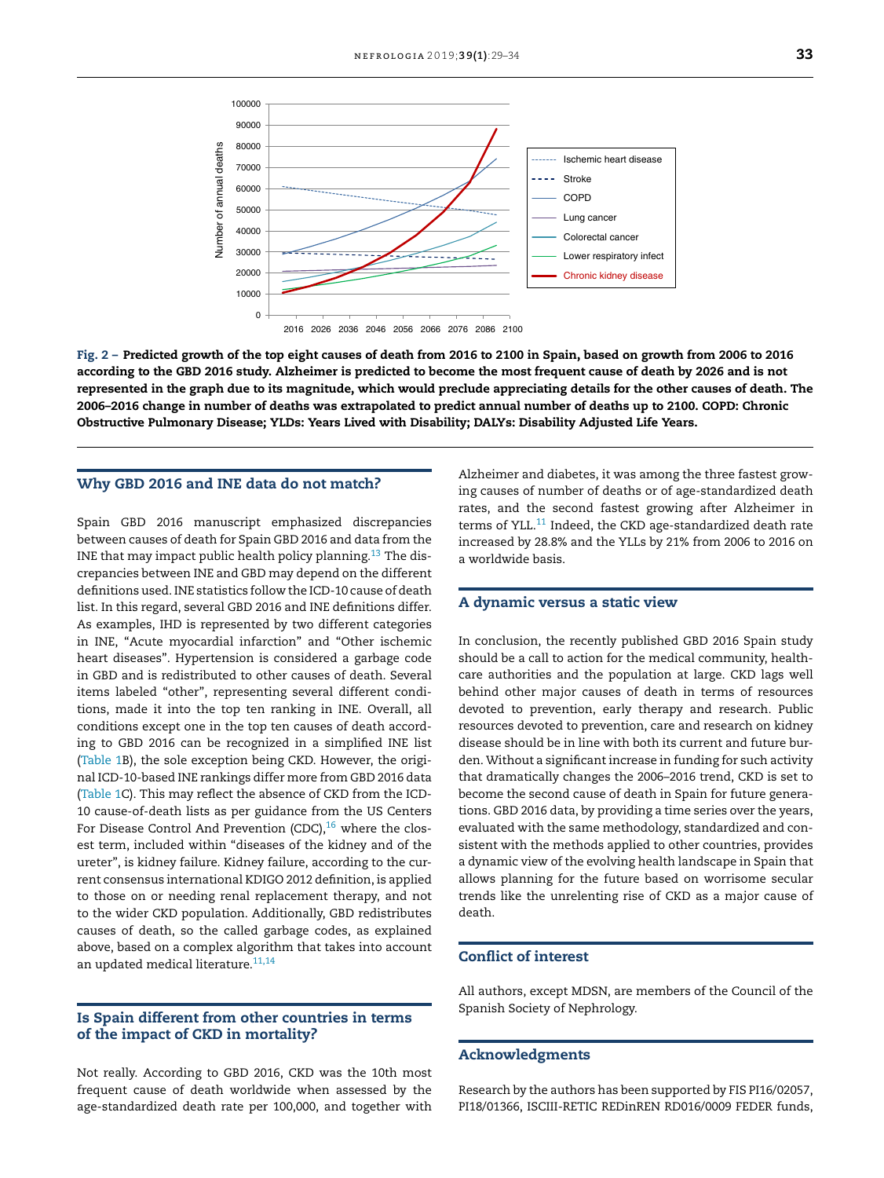Fig. 2 – **Predicted growth of the top eight causes of death from 2016 to 2100 in Spain, based on growth from 2006 to 2016 according to the GBD 2016 study. Alzheimer is predicted to become the most frequent cause of death by 2026 and is not represented in the graph due to its magnitude, which would preclude appreciating details for the other causes of death. The 2006–2016 change in number of deaths was extrapolated to predict annual number of deaths up to 2100. COPD: Chronic Obstructive Pulmonary Disease; YLDs: Years Lived with Disability; DALYs: Disability Adjusted Life Years.**

## Why GBD 2016 and INE data do not match?

Spain GBD 2016 manuscript emphasized discrepancies between causes of death for Spain GBD 2016 and data from the INE that may impact public health policy planning.[13] The discrepancies between INE and GBD may depend on the different definitions used. INE statistics follow the ICD-10 cause of death list. In this regard, several GBD 2016 and INE definitions differ. As examples, IHD is represented by two different categories in INE, "Acute myocardial infarction" and "Other ischemic heart diseases". Hypertension is considered a garbage code in GBD and is redistributed to other causes of death. Several items labeled "other", representing several different conditions, made it into the top ten ranking in INE. Overall, all conditions except one in the top ten causes of death according to GBD 2016 can be recognized in a simplified INE list (Table 1B), the sole exception being CKD. However, the original ICD-10-based INE rankings differ more from GBD 2016 data (Table 1C). This may reflect the absence of CKD from the ICD-10 cause-of-death lists as per guidance from the US Centers For Disease Control And Prevention (CDC),[16] where the closest term, included within "diseases of the kidney and of the ureter", is kidney failure. Kidney failure, according to the current consensus international KDIGO 2012 definition, is applied to those on or needing renal replacement therapy, and not to the wider CKD population. Additionally, GBD redistributes causes of death, so the called garbage codes, as explained above, based on a complex algorithm that takes into account an updated medical literature.[11,14]

## Is Spain different from other countries in terms of the impact of CKD in mortality?

Not really. According to GBD 2016, CKD was the 10th most frequent cause of death worldwide when assessed by the age-standardized death rate per 100,000, and together with Alzheimer and diabetes, it was among the three fastest growing causes of number of deaths or of age-standardized death rates, and the second fastest growing after Alzheimer in terms of YLL.[11] Indeed, the CKD age-standardized death rate increased by 28.8% and the YLLs by 21% from 2006 to 2016 on a worldwide basis.

## A dynamic versus a static view

In conclusion, the recently published GBD 2016 Spain study should be a call to action for the medical community, healthcare authorities and the population at large. CKD lags well behind other major causes of death in terms of resources devoted to prevention, early therapy and research. Public resources devoted to prevention, care and research on kidney disease should be in line with both its current and future burden. Without a significant increase in funding for such activity that dramatically changes the 2006–2016 trend, CKD is set to become the second cause of death in Spain for future generations. GBD 2016 data, by providing a time series over the years, evaluated with the same methodology, standardized and consistent with the methods applied to other countries, provides a dynamic view of the evolving health landscape in Spain that allows planning for the future based on worrisome secular trends like the unrelenting rise of CKD as a major cause of death.

## Conflict of interest

All authors, except MDSN, are members of the Council of the Spanish Society of Nephrology.

## Acknowledgments

Research by the authors has been supported by FIS PI16/02057, PI18/01366, ISCIII-RETIC REDinREN RD016/0009 FEDER funds,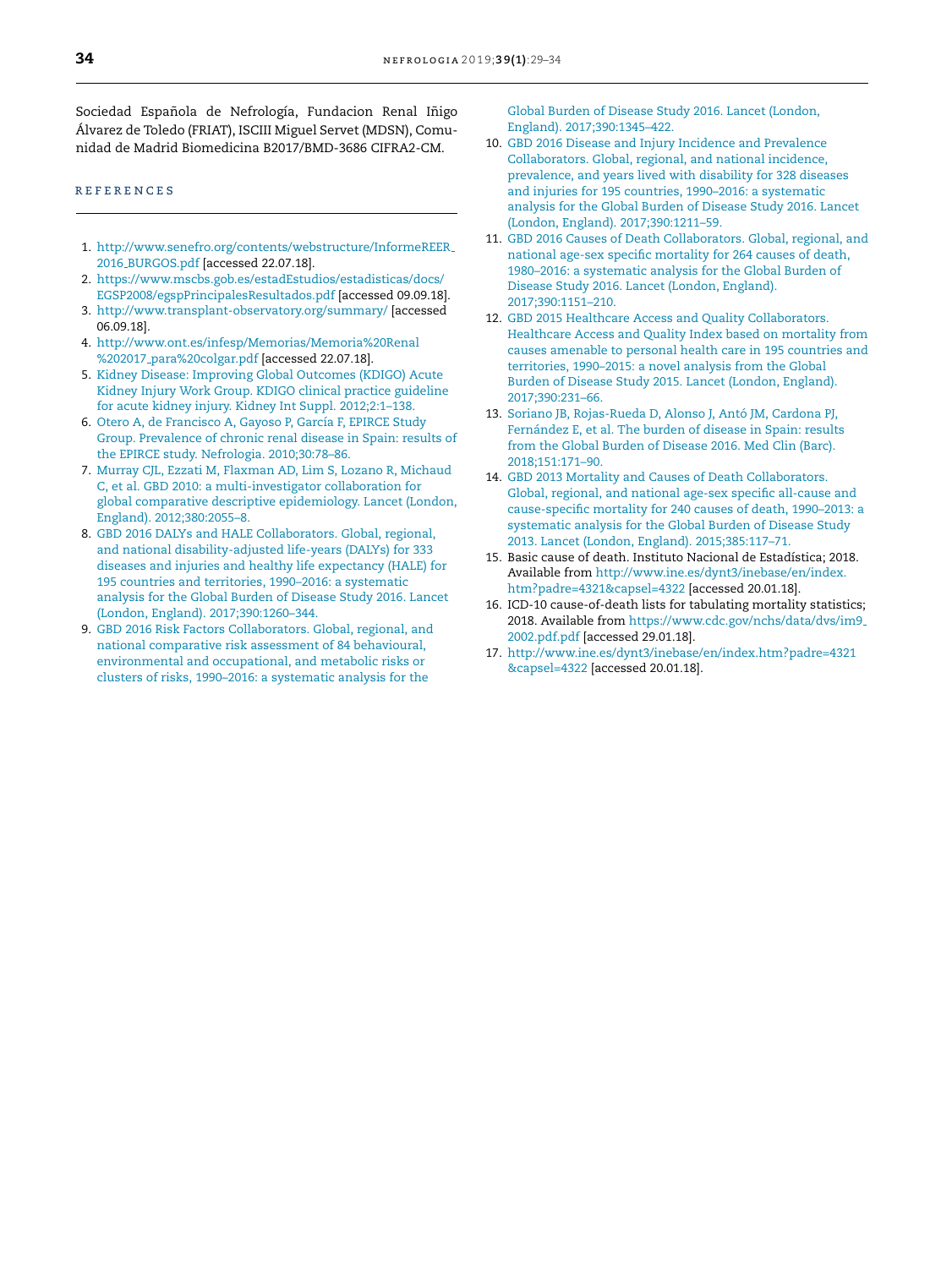Sociedad Española de Nefrología, Fundacion Renal Iñigo Álvarez de Toledo (FRIAT), ISCIII Miguel Servet (MDSN), Comunidad de Madrid Biomedicina B2017/BMD-3686 CIFRA2-CM.

## REFERENCES

1. http://www.senefro.org/contents/webstructure/InformeREER_2016_BURGOS.pdf [accessed 22.07.18].
2. https://www.mscbs.gob.es/estadEstudios/estadisticas/docs/EGSP2008/egspPrincipalesResultados.pdf [accessed 09.09.18].
3. http://www.transplant-observatory.org/summary/ [accessed 06.09.18].
4. http://www.ont.es/infesp/Memorias/Memoria%20Renal%202017_para%20colgar.pdf [accessed 22.07.18].
5. Kidney Disease: Improving Global Outcomes (KDIGO) Acute Kidney Injury Work Group. KDIGO clinical practice guideline for acute kidney injury. Kidney Int Suppl. 2012;2:1–138.
6. Otero A, de Francisco A, Gayoso P, García F, EPIRCE Study Group. Prevalence of chronic renal disease in Spain: results of the EPIRCE study. Nefrologia. 2010;30:78–86.
7. Murray CJL, Ezzati M, Flaxman AD, Lim S, Lozano R, Michaud C, et al. GBD 2010: a multi-investigator collaboration for global comparative descriptive epidemiology. Lancet (London, England). 2012;380:2055–8.
8. GBD 2016 DALYs and HALE Collaborators. Global, regional, and national disability-adjusted life-years (DALYs) for 333 diseases and injuries and healthy life expectancy (HALE) for 195 countries and territories, 1990–2016: a systematic analysis for the Global Burden of Disease Study 2016. Lancet (London, England). 2017;390:1260–344.
9. GBD 2016 Risk Factors Collaborators. Global, regional, and national comparative risk assessment of 84 behavioural, environmental and occupational, and metabolic risks or clusters of risks, 1990–2016: a systematic analysis for the Global Burden of Disease Study 2016. Lancet (London, England). 2017;390:1345–422.
10. GBD 2016 Disease and Injury Incidence and Prevalence Collaborators. Global, regional, and national incidence, prevalence, and years lived with disability for 328 diseases and injuries for 195 countries, 1990–2016: a systematic analysis for the Global Burden of Disease Study 2016. Lancet (London, England). 2017;390:1211–59.
11. GBD 2016 Causes of Death Collaborators. Global, regional, and national age-sex specific mortality for 264 causes of death, 1980–2016: a systematic analysis for the Global Burden of Disease Study 2016. Lancet (London, England). 2017;390:1151–210.
12. GBD 2015 Healthcare Access and Quality Collaborators. Healthcare Access and Quality Index based on mortality from causes amenable to personal health care in 195 countries and territories, 1990–2015: a novel analysis from the Global Burden of Disease Study 2015. Lancet (London, England). 2017;390:231–66.
13. Soriano JB, Rojas-Rueda D, Alonso J, Antó JM, Cardona PJ, Fernández E, et al. The burden of disease in Spain: results from the Global Burden of Disease 2016. Med Clin (Barc). 2018;151:171–90.
14. GBD 2013 Mortality and Causes of Death Collaborators. Global, regional, and national age-sex specific all-cause and cause-specific mortality for 240 causes of death, 1990–2013: a systematic analysis for the Global Burden of Disease Study 2013. Lancet (London, England). 2015;385:117–71.
15. Basic cause of death. Instituto Nacional de Estadística; 2018. Available from http://www.ine.es/dynt3/inebase/en/index.htm?padre=4321&capsel=4322 [accessed 20.01.18].
16. ICD-10 cause-of-death lists for tabulating mortality statistics; 2018. Available from https://www.cdc.gov/nchs/data/dvs/im9_2002.pdf.pdf [accessed 29.01.18].
17. http://www.ine.es/dynt3/inebase/en/index.htm?padre=4321&capsel=4322 [accessed 20.01.18].